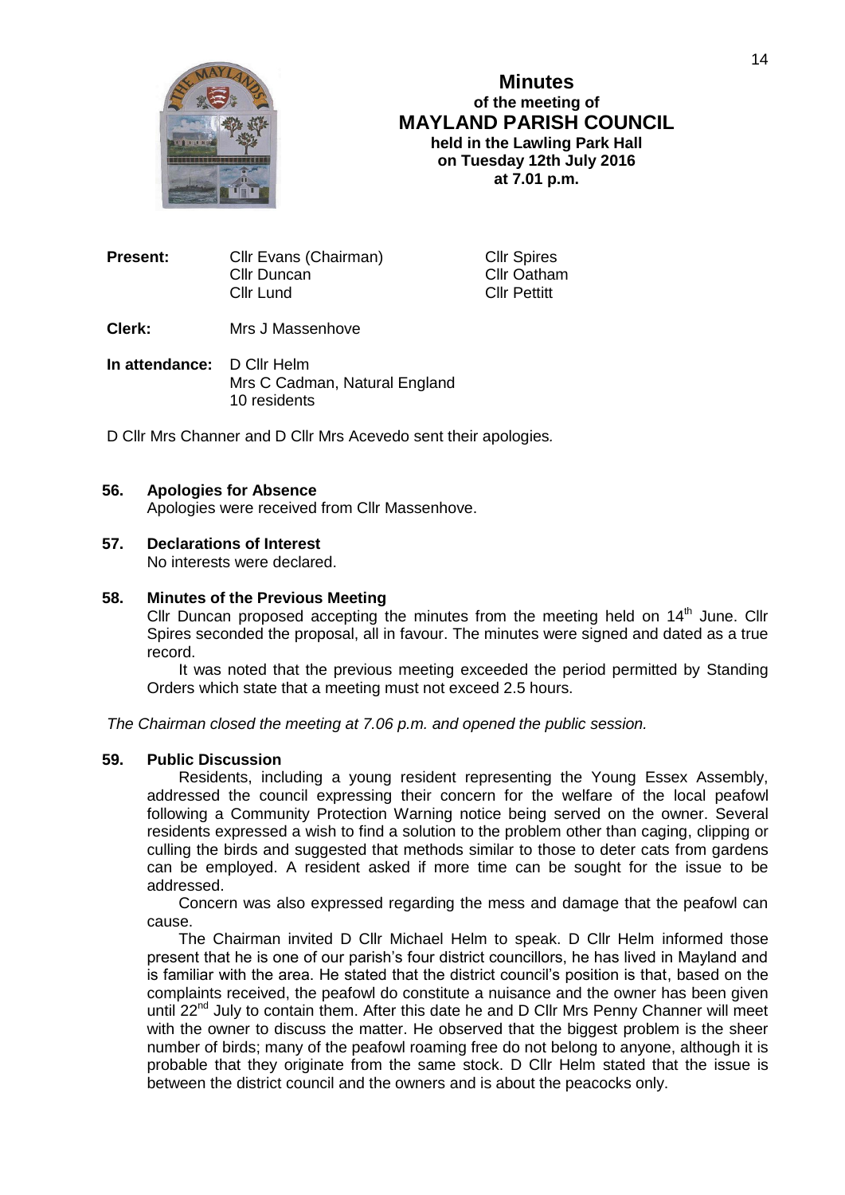# Minutes
## of the meeting of
## MAYLAND PARISH COUNCIL
**held in the Lawling Park Hall**
**on Tuesday 12th July 2016**
**at 7.01 p.m.**

**Present:** Cllr Evans (Chairman), Cllr Duncan, Cllr Lund, Cllr Spires, Cllr Oatham, Cllr Pettitt

**Clerk:** Mrs J Massenhove

**In attendance:** D Cllr Helm
Mrs C Cadman, Natural England
10 residents

D Cllr Mrs Channer and D Cllr Mrs Acevedo sent their apologies.

**56. Apologies for Absence**

Apologies were received from Cllr Massenhove.

**57. Declarations of Interest**

No interests were declared.

**58. Minutes of the Previous Meeting**

Cllr Duncan proposed accepting the minutes from the meeting held on 14th June. Cllr Spires seconded the proposal, all in favour. The minutes were signed and dated as a true record.

It was noted that the previous meeting exceeded the period permitted by Standing Orders which state that a meeting must not exceed 2.5 hours.

*The Chairman closed the meeting at 7.06 p.m. and opened the public session.*

**59. Public Discussion**

Residents, including a young resident representing the Young Essex Assembly, addressed the council expressing their concern for the welfare of the local peafowl following a Community Protection Warning notice being served on the owner. Several residents expressed a wish to find a solution to the problem other than caging, clipping or culling the birds and suggested that methods similar to those to deter cats from gardens can be employed. A resident asked if more time can be sought for the issue to be addressed.

Concern was also expressed regarding the mess and damage that the peafowl can cause.

The Chairman invited D Cllr Michael Helm to speak. D Cllr Helm informed those present that he is one of our parish's four district councillors, he has lived in Mayland and is familiar with the area. He stated that the district council's position is that, based on the complaints received, the peafowl do constitute a nuisance and the owner has been given until 22nd July to contain them. After this date he and D Cllr Mrs Penny Channer will meet with the owner to discuss the matter. He observed that the biggest problem is the sheer number of birds; many of the peafowl roaming free do not belong to anyone, although it is probable that they originate from the same stock. D Cllr Helm stated that the issue is between the district council and the owners and is about the peacocks only.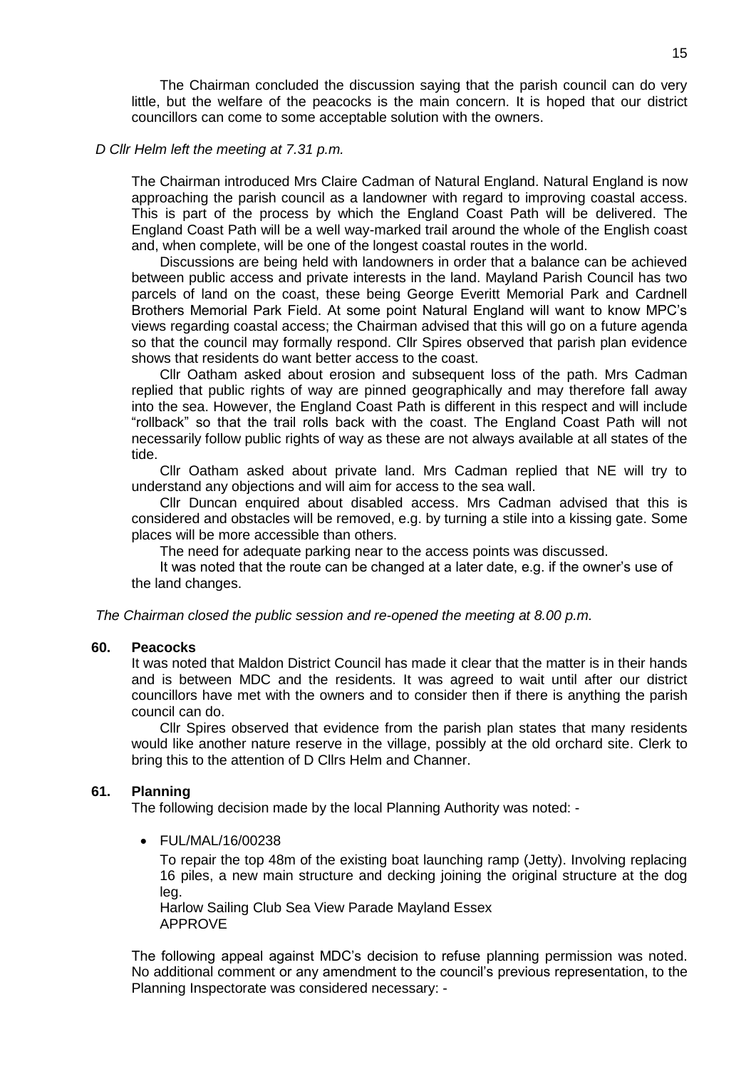The Chairman concluded the discussion saying that the parish council can do very little, but the welfare of the peacocks is the main concern. It is hoped that our district councillors can come to some acceptable solution with the owners.

*D Cllr Helm left the meeting at 7.31 p.m.*

The Chairman introduced Mrs Claire Cadman of Natural England. Natural England is now approaching the parish council as a landowner with regard to improving coastal access. This is part of the process by which the England Coast Path will be delivered. The England Coast Path will be a well way-marked trail around the whole of the English coast and, when complete, will be one of the longest coastal routes in the world.

Discussions are being held with landowners in order that a balance can be achieved between public access and private interests in the land. Mayland Parish Council has two parcels of land on the coast, these being George Everitt Memorial Park and Cardnell Brothers Memorial Park Field. At some point Natural England will want to know MPC's views regarding coastal access; the Chairman advised that this will go on a future agenda so that the council may formally respond. Cllr Spires observed that parish plan evidence shows that residents do want better access to the coast.

Cllr Oatham asked about erosion and subsequent loss of the path. Mrs Cadman replied that public rights of way are pinned geographically and may therefore fall away into the sea. However, the England Coast Path is different in this respect and will include "rollback" so that the trail rolls back with the coast. The England Coast Path will not necessarily follow public rights of way as these are not always available at all states of the tide.

Cllr Oatham asked about private land. Mrs Cadman replied that NE will try to understand any objections and will aim for access to the sea wall.

Cllr Duncan enquired about disabled access. Mrs Cadman advised that this is considered and obstacles will be removed, e.g. by turning a stile into a kissing gate. Some places will be more accessible than others.

The need for adequate parking near to the access points was discussed.

It was noted that the route can be changed at a later date, e.g. if the owner's use of the land changes.

*The Chairman closed the public session and re-opened the meeting at 8.00 p.m.*

## 60. Peacocks

It was noted that Maldon District Council has made it clear that the matter is in their hands and is between MDC and the residents. It was agreed to wait until after our district councillors have met with the owners and to consider then if there is anything the parish council can do.

Cllr Spires observed that evidence from the parish plan states that many residents would like another nature reserve in the village, possibly at the old orchard site. Clerk to bring this to the attention of D Cllrs Helm and Channer.

## 61. Planning

The following decision made by the local Planning Authority was noted: -

- FUL/MAL/16/00238

  To repair the top 48m of the existing boat launching ramp (Jetty). Involving replacing 16 piles, a new main structure and decking joining the original structure at the dog leg.
  Harlow Sailing Club Sea View Parade Mayland Essex
  APPROVE

The following appeal against MDC's decision to refuse planning permission was noted. No additional comment or any amendment to the council's previous representation, to the Planning Inspectorate was considered necessary: -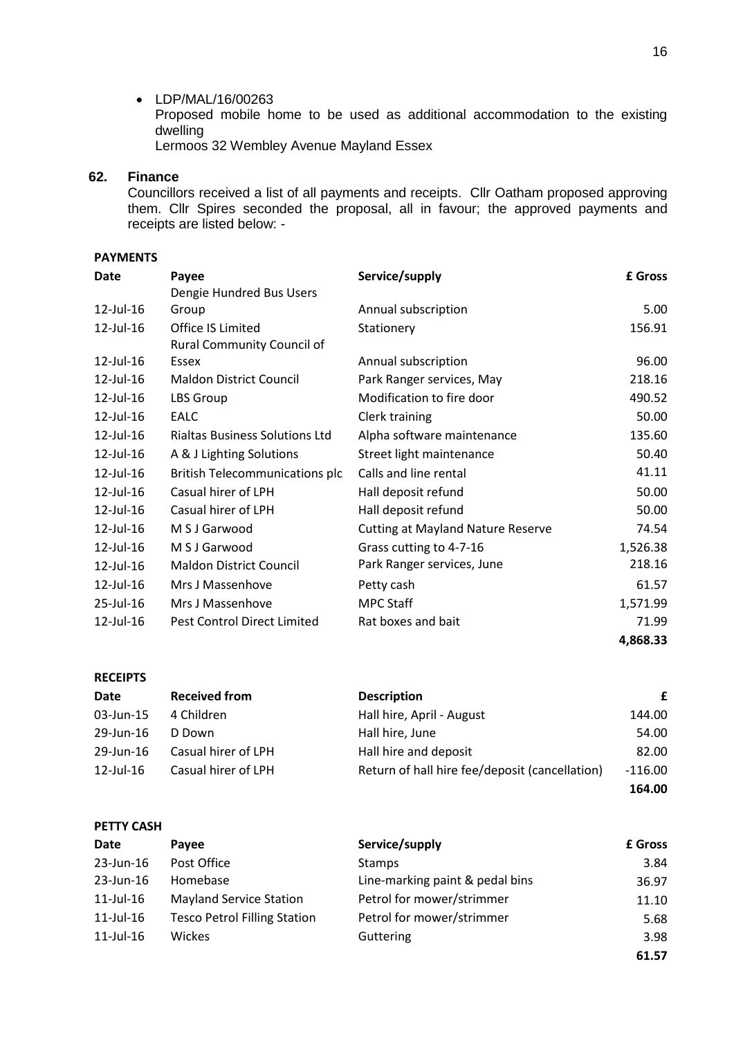- LDP/MAL/16/00263
  Proposed mobile home to be used as additional accommodation to the existing dwelling
  Lermoos 32 Wembley Avenue Mayland Essex

## 62. Finance

Councillors received a list of all payments and receipts. Cllr Oatham proposed approving them. Cllr Spires seconded the proposal, all in favour; the approved payments and receipts are listed below: -

**PAYMENTS**

| Date | Payee | Service/supply | £ Gross |
|---|---|---|---|
| 12-Jul-16 | Dengie Hundred Bus Users Group | Annual subscription | 5.00 |
| 12-Jul-16 | Office IS Limited | Stationery | 156.91 |
| 12-Jul-16 | Rural Community Council of Essex | Annual subscription | 96.00 |
| 12-Jul-16 | Maldon District Council | Park Ranger services, May | 218.16 |
| 12-Jul-16 | LBS Group | Modification to fire door | 490.52 |
| 12-Jul-16 | EALC | Clerk training | 50.00 |
| 12-Jul-16 | Rialtas Business Solutions Ltd | Alpha software maintenance | 135.60 |
| 12-Jul-16 | A & J Lighting Solutions | Street light maintenance | 50.40 |
| 12-Jul-16 | British Telecommunications plc | Calls and line rental | 41.11 |
| 12-Jul-16 | Casual hirer of LPH | Hall deposit refund | 50.00 |
| 12-Jul-16 | Casual hirer of LPH | Hall deposit refund | 50.00 |
| 12-Jul-16 | M S J Garwood | Cutting at Mayland Nature Reserve | 74.54 |
| 12-Jul-16 | M S J Garwood | Grass cutting to 4-7-16 | 1,526.38 |
| 12-Jul-16 | Maldon District Council | Park Ranger services, June | 218.16 |
| 12-Jul-16 | Mrs J Massenhove | Petty cash | 61.57 |
| 25-Jul-16 | Mrs J Massenhove | MPC Staff | 1,571.99 |
| 12-Jul-16 | Pest Control Direct Limited | Rat boxes and bait | 71.99 |
| | | | **4,868.33** |

**RECEIPTS**

| Date | Received from | Description | £ |
|---|---|---|---|
| 03-Jun-15 | 4 Children | Hall hire, April - August | 144.00 |
| 29-Jun-16 | D Down | Hall hire, June | 54.00 |
| 29-Jun-16 | Casual hirer of LPH | Hall hire and deposit | 82.00 |
| 12-Jul-16 | Casual hirer of LPH | Return of hall hire fee/deposit (cancellation) | -116.00 |
| | | | **164.00** |

**PETTY CASH**

| Date | Payee | Service/supply | £ Gross |
|---|---|---|---|
| 23-Jun-16 | Post Office | Stamps | 3.84 |
| 23-Jun-16 | Homebase | Line-marking paint & pedal bins | 36.97 |
| 11-Jul-16 | Mayland Service Station | Petrol for mower/strimmer | 11.10 |
| 11-Jul-16 | Tesco Petrol Filling Station | Petrol for mower/strimmer | 5.68 |
| 11-Jul-16 | Wickes | Guttering | 3.98 |
| | | | **61.57** |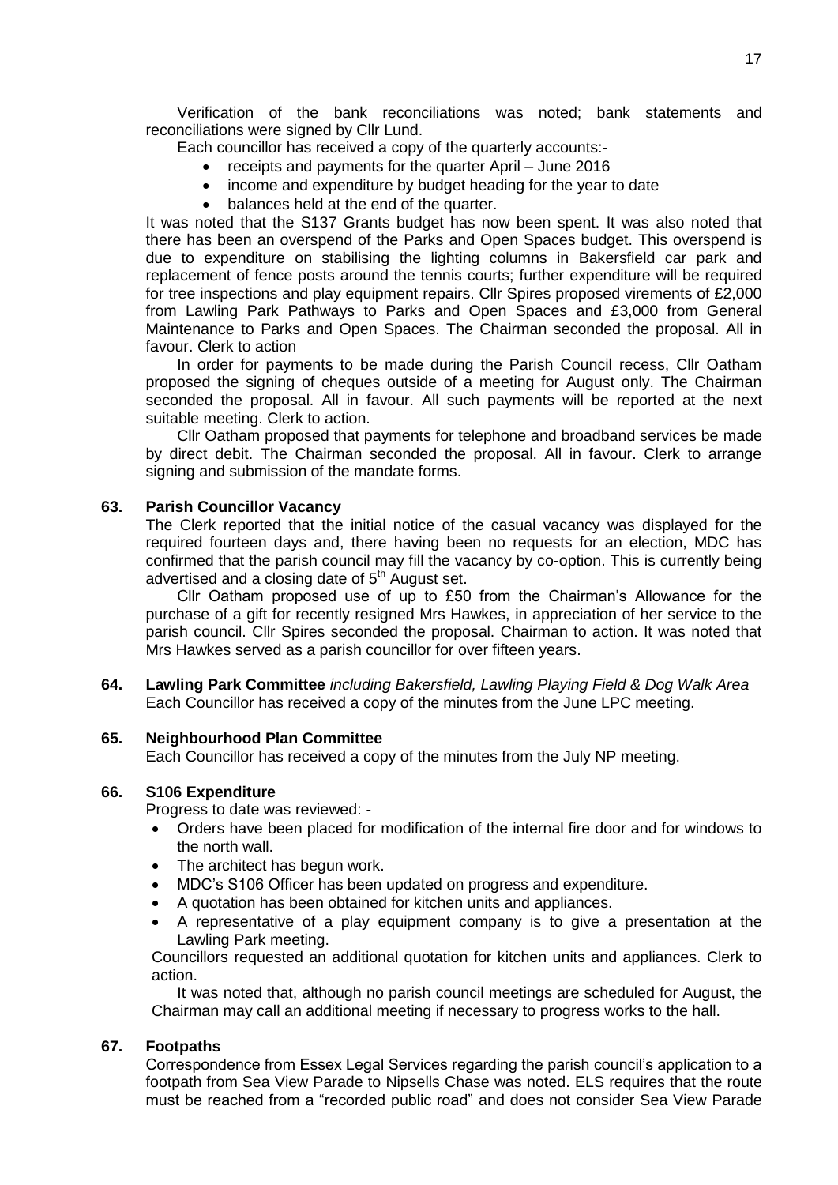Verification of the bank reconciliations was noted; bank statements and reconciliations were signed by Cllr Lund.

Each councillor has received a copy of the quarterly accounts:-

- receipts and payments for the quarter April – June 2016
- income and expenditure by budget heading for the year to date
- balances held at the end of the quarter.

It was noted that the S137 Grants budget has now been spent. It was also noted that there has been an overspend of the Parks and Open Spaces budget. This overspend is due to expenditure on stabilising the lighting columns in Bakersfield car park and replacement of fence posts around the tennis courts; further expenditure will be required for tree inspections and play equipment repairs. Cllr Spires proposed virements of £2,000 from Lawling Park Pathways to Parks and Open Spaces and £3,000 from General Maintenance to Parks and Open Spaces. The Chairman seconded the proposal. All in favour. Clerk to action

In order for payments to be made during the Parish Council recess, Cllr Oatham proposed the signing of cheques outside of a meeting for August only. The Chairman seconded the proposal. All in favour. All such payments will be reported at the next suitable meeting. Clerk to action.

Cllr Oatham proposed that payments for telephone and broadband services be made by direct debit. The Chairman seconded the proposal. All in favour. Clerk to arrange signing and submission of the mandate forms.

**63. Parish Councillor Vacancy**

The Clerk reported that the initial notice of the casual vacancy was displayed for the required fourteen days and, there having been no requests for an election, MDC has confirmed that the parish council may fill the vacancy by co-option. This is currently being advertised and a closing date of 5th August set.

Cllr Oatham proposed use of up to £50 from the Chairman's Allowance for the purchase of a gift for recently resigned Mrs Hawkes, in appreciation of her service to the parish council. Cllr Spires seconded the proposal. Chairman to action. It was noted that Mrs Hawkes served as a parish councillor for over fifteen years.

**64. Lawling Park Committee** *including Bakersfield, Lawling Playing Field & Dog Walk Area*

Each Councillor has received a copy of the minutes from the June LPC meeting.

**65. Neighbourhood Plan Committee**

Each Councillor has received a copy of the minutes from the July NP meeting.

**66. S106 Expenditure**

Progress to date was reviewed: -

- Orders have been placed for modification of the internal fire door and for windows to the north wall.
- The architect has begun work.
- MDC's S106 Officer has been updated on progress and expenditure.
- A quotation has been obtained for kitchen units and appliances.
- A representative of a play equipment company is to give a presentation at the Lawling Park meeting.

Councillors requested an additional quotation for kitchen units and appliances. Clerk to action.

It was noted that, although no parish council meetings are scheduled for August, the Chairman may call an additional meeting if necessary to progress works to the hall.

**67. Footpaths**

Correspondence from Essex Legal Services regarding the parish council's application to a footpath from Sea View Parade to Nipsells Chase was noted. ELS requires that the route must be reached from a "recorded public road" and does not consider Sea View Parade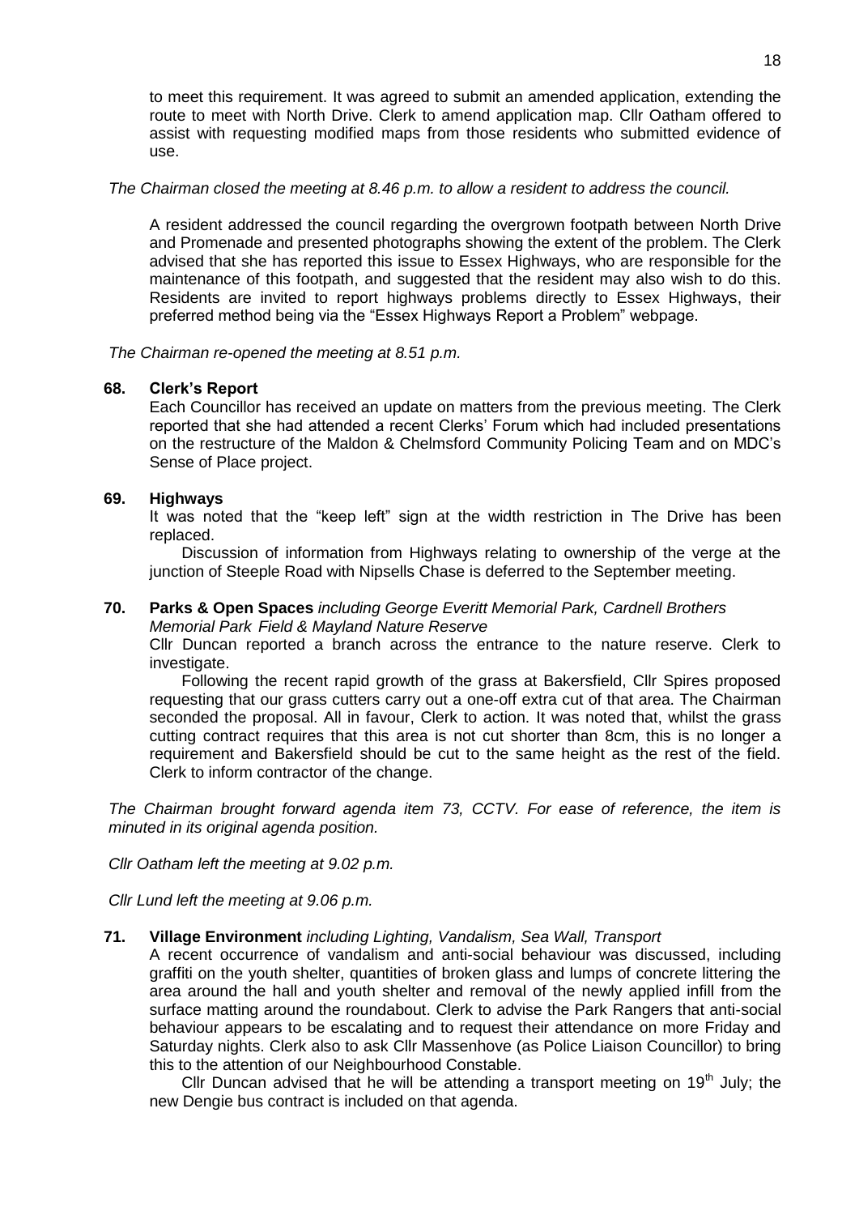to meet this requirement. It was agreed to submit an amended application, extending the route to meet with North Drive. Clerk to amend application map. Cllr Oatham offered to assist with requesting modified maps from those residents who submitted evidence of use.

*The Chairman closed the meeting at 8.46 p.m. to allow a resident to address the council.*

A resident addressed the council regarding the overgrown footpath between North Drive and Promenade and presented photographs showing the extent of the problem. The Clerk advised that she has reported this issue to Essex Highways, who are responsible for the maintenance of this footpath, and suggested that the resident may also wish to do this. Residents are invited to report highways problems directly to Essex Highways, their preferred method being via the "Essex Highways Report a Problem" webpage.

*The Chairman re-opened the meeting at 8.51 p.m.*

**68. Clerk's Report**

Each Councillor has received an update on matters from the previous meeting. The Clerk reported that she had attended a recent Clerks' Forum which had included presentations on the restructure of the Maldon & Chelmsford Community Policing Team and on MDC's Sense of Place project.

**69. Highways**

It was noted that the "keep left" sign at the width restriction in The Drive has been replaced.

Discussion of information from Highways relating to ownership of the verge at the junction of Steeple Road with Nipsells Chase is deferred to the September meeting.

**70. Parks & Open Spaces** *including George Everitt Memorial Park, Cardnell Brothers Memorial Park Field & Mayland Nature Reserve*

Cllr Duncan reported a branch across the entrance to the nature reserve. Clerk to investigate.

Following the recent rapid growth of the grass at Bakersfield, Cllr Spires proposed requesting that our grass cutters carry out a one-off extra cut of that area. The Chairman seconded the proposal. All in favour, Clerk to action. It was noted that, whilst the grass cutting contract requires that this area is not cut shorter than 8cm, this is no longer a requirement and Bakersfield should be cut to the same height as the rest of the field. Clerk to inform contractor of the change.

*The Chairman brought forward agenda item 73, CCTV. For ease of reference, the item is minuted in its original agenda position.*

*Cllr Oatham left the meeting at 9.02 p.m.*

*Cllr Lund left the meeting at 9.06 p.m.*

**71. Village Environment** *including Lighting, Vandalism, Sea Wall, Transport*

A recent occurrence of vandalism and anti-social behaviour was discussed, including graffiti on the youth shelter, quantities of broken glass and lumps of concrete littering the area around the hall and youth shelter and removal of the newly applied infill from the surface matting around the roundabout. Clerk to advise the Park Rangers that anti-social behaviour appears to be escalating and to request their attendance on more Friday and Saturday nights. Clerk also to ask Cllr Massenhove (as Police Liaison Councillor) to bring this to the attention of our Neighbourhood Constable.

Cllr Duncan advised that he will be attending a transport meeting on 19th July; the new Dengie bus contract is included on that agenda.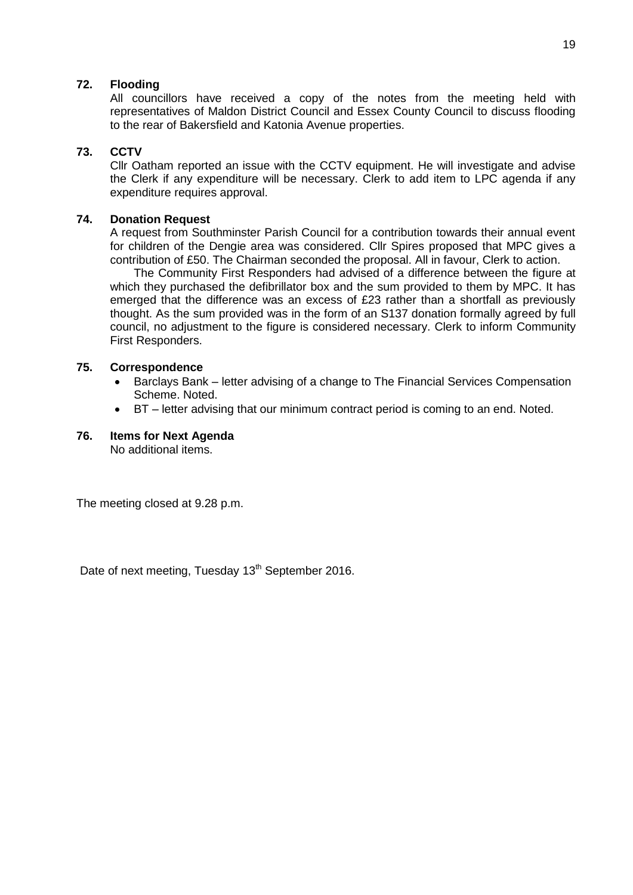**72. Flooding**

All councillors have received a copy of the notes from the meeting held with representatives of Maldon District Council and Essex County Council to discuss flooding to the rear of Bakersfield and Katonia Avenue properties.

**73. CCTV**

Cllr Oatham reported an issue with the CCTV equipment. He will investigate and advise the Clerk if any expenditure will be necessary. Clerk to add item to LPC agenda if any expenditure requires approval.

**74. Donation Request**

A request from Southminster Parish Council for a contribution towards their annual event for children of the Dengie area was considered. Cllr Spires proposed that MPC gives a contribution of £50. The Chairman seconded the proposal. All in favour, Clerk to action.

The Community First Responders had advised of a difference between the figure at which they purchased the defibrillator box and the sum provided to them by MPC. It has emerged that the difference was an excess of £23 rather than a shortfall as previously thought. As the sum provided was in the form of an S137 donation formally agreed by full council, no adjustment to the figure is considered necessary. Clerk to inform Community First Responders.

**75. Correspondence**

- Barclays Bank – letter advising of a change to The Financial Services Compensation Scheme. Noted.
- BT – letter advising that our minimum contract period is coming to an end. Noted.

**76. Items for Next Agenda**

No additional items.

The meeting closed at 9.28 p.m.

Date of next meeting, Tuesday 13th September 2016.